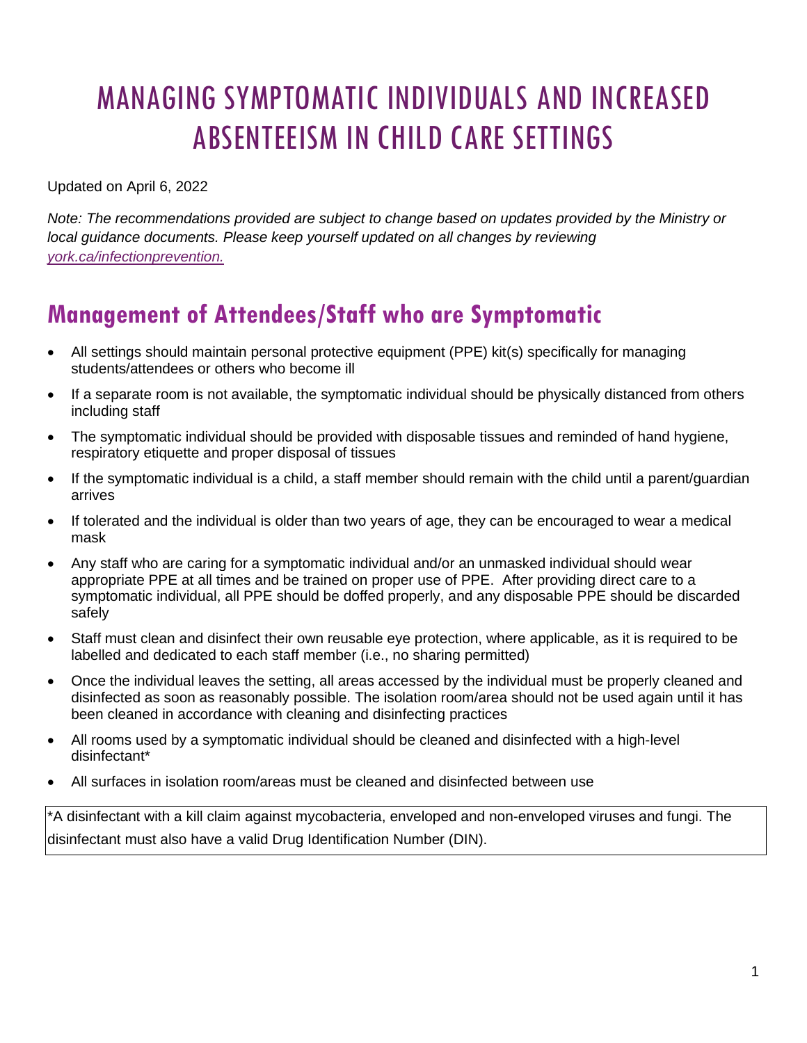# MANAGING SYMPTOMATIC INDIVIDUALS AND INCREASED ABSENTEEISM IN CHILD CARE SETTINGS

Updated on April 6, 2022

*Note: The recommendations provided are subject to change based on updates provided by the Ministry or local guidance documents. Please keep yourself updated on all changes by reviewing [york.ca/infectionprevention.](york.ca/infectionprevention)*

## Management of Attendees/Staff who are Symptomatic

- All settings should maintain personal protective equipment (PPE) kit(s) specifically for managing students/attendees or others who become ill
- If a separate room is not available, the symptomatic individual should be physically distanced from others including staff
- The symptomatic individual should be provided with disposable tissues and reminded of hand hygiene, respiratory etiquette and proper disposal of tissues
- If the symptomatic individual is a child, a staff member should remain with the child until a parent/guardian arrives
- If tolerated and the individual is older than two years of age, they can be encouraged to wear a medical mask
- Any staff who are caring for a symptomatic individual and/or an unmasked individual should wear appropriate PPE at all times and be trained on proper use of PPE. After providing direct care to a symptomatic individual, all PPE should be doffed properly, and any disposable PPE should be discarded safely
- Staff must clean and disinfect their own reusable eye protection, where applicable, as it is required to be labelled and dedicated to each staff member (i.e., no sharing permitted)
- Once the individual leaves the setting, all areas accessed by the individual must be properly cleaned and disinfected as soon as reasonably possible. The isolation room/area should not be used again until it has been cleaned in accordance with cleaning and disinfecting practices
- All rooms used by a symptomatic individual should be cleaned and disinfected with a high-level disinfectant*
- All surfaces in isolation room/areas must be cleaned and disinfected between use

*A disinfectant with a kill claim against mycobacteria, enveloped and non-enveloped viruses and fungi. The disinfectant must also have a valid Drug Identification Number (DIN).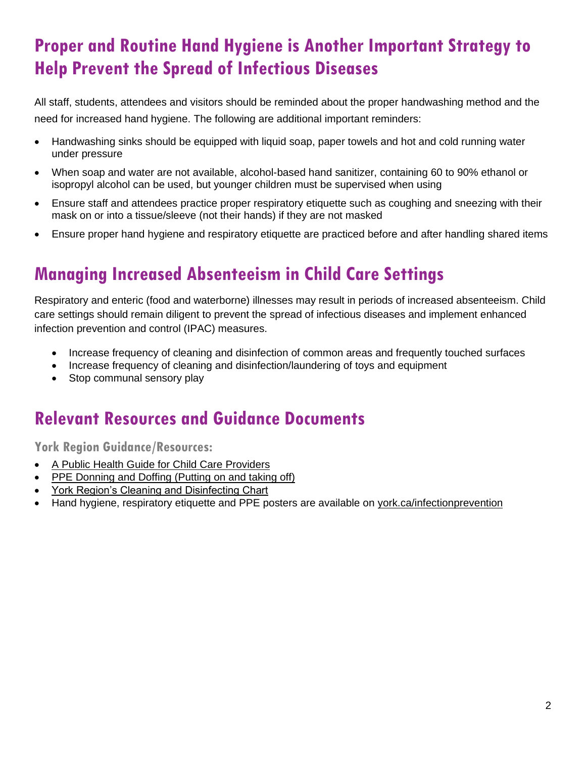## Proper and Routine Hand Hygiene is Another Important Strategy to Help Prevent the Spread of Infectious Diseases

All staff, students, attendees and visitors should be reminded about the proper handwashing method and the need for increased hand hygiene. The following are additional important reminders:

- Handwashing sinks should be equipped with liquid soap, paper towels and hot and cold running water under pressure
- When soap and water are not available, alcohol-based hand sanitizer, containing 60 to 90% ethanol or isopropyl alcohol can be used, but younger children must be supervised when using
- Ensure staff and attendees practice proper respiratory etiquette such as coughing and sneezing with their mask on or into a tissue/sleeve (not their hands) if they are not masked
- Ensure proper hand hygiene and respiratory etiquette are practiced before and after handling shared items

## Managing Increased Absenteeism in Child Care Settings

Respiratory and enteric (food and waterborne) illnesses may result in periods of increased absenteeism. Child care settings should remain diligent to prevent the spread of infectious diseases and implement enhanced infection prevention and control (IPAC) measures.

- Increase frequency of cleaning and disinfection of common areas and frequently touched surfaces
- Increase frequency of cleaning and disinfection/laundering of toys and equipment
- Stop communal sensory play

## Relevant Resources and Guidance Documents

### York Region Guidance/Resources:

- A Public Health Guide for Child Care Providers
- PPE Donning and Doffing (Putting on and taking off)
- York Region's Cleaning and Disinfecting Chart
- Hand hygiene, respiratory etiquette and PPE posters are available on york.ca/infectionprevention